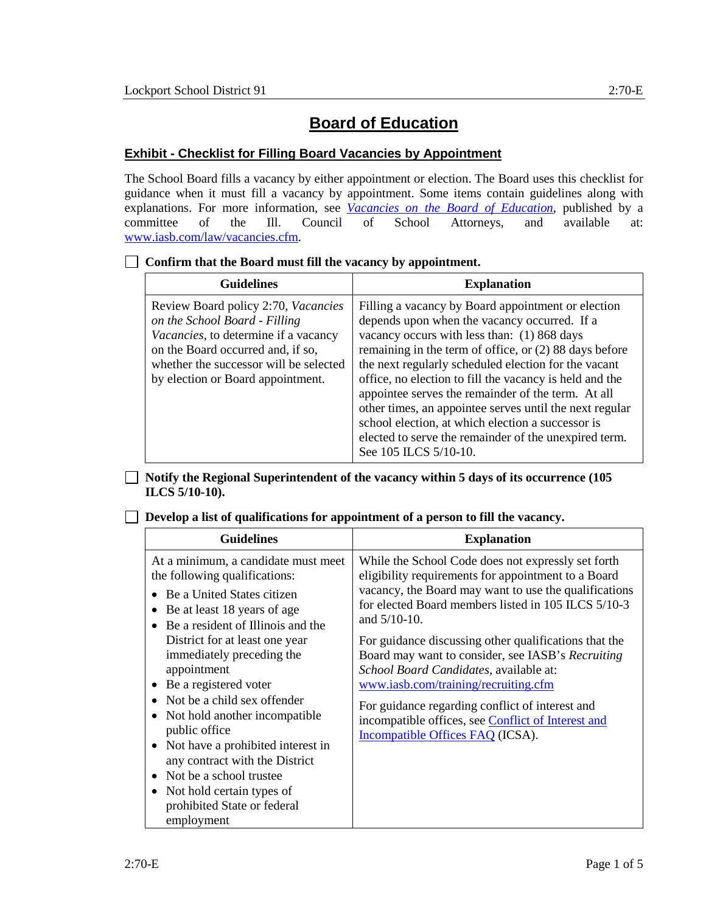# Board of Education

## Exhibit - Checklist for Filling Board Vacancies by Appointment

The School Board fills a vacancy by either appointment or election. The Board uses this checklist for guidance when it must fill a vacancy by appointment. Some items contain guidelines along with explanations. For more information, see *Vacancies on the Board of Education*, published by a committee of the Ill. Council of School Attorneys, and available at: www.iasb.com/law/vacancies.cfm.

☐ **Confirm that the Board must fill the vacancy by appointment.**

| Guidelines | Explanation |
|---|---|
| Review Board policy 2:70, *Vacancies on the School Board - Filling Vacancies*, to determine if a vacancy on the Board occurred and, if so, whether the successor will be selected by election or Board appointment. | Filling a vacancy by Board appointment or election depends upon when the vacancy occurred. If a vacancy occurs with less than: (1) 868 days remaining in the term of office, or (2) 88 days before the next regularly scheduled election for the vacant office, no election to fill the vacancy is held and the appointee serves the remainder of the term. At all other times, an appointee serves until the next regular school election, at which election a successor is elected to serve the remainder of the unexpired term. See 105 ILCS 5/10-10. |

☐ **Notify the Regional Superintendent of the vacancy within 5 days of its occurrence (105 ILCS 5/10-10).**

☐ **Develop a list of qualifications for appointment of a person to fill the vacancy.**

| Guidelines | Explanation |
|---|---|
| At a minimum, a candidate must meet the following qualifications:<br>• Be a United States citizen<br>• Be at least 18 years of age<br>• Be a resident of Illinois and the District for at least one year immediately preceding the appointment<br>• Be a registered voter<br>• Not be a child sex offender<br>• Not hold another incompatible public office<br>• Not have a prohibited interest in any contract with the District<br>• Not be a school trustee<br>• Not hold certain types of prohibited State or federal employment | While the School Code does not expressly set forth eligibility requirements for appointment to a Board vacancy, the Board may want to use the qualifications for elected Board members listed in 105 ILCS 5/10-3 and 5/10-10.<br><br>For guidance discussing other qualifications that the Board may want to consider, see IASB's *Recruiting School Board Candidates*, available at: www.iasb.com/training/recruiting.cfm<br><br>For guidance regarding conflict of interest and incompatible offices, see Conflict of Interest and Incompatible Offices FAQ (ICSA). |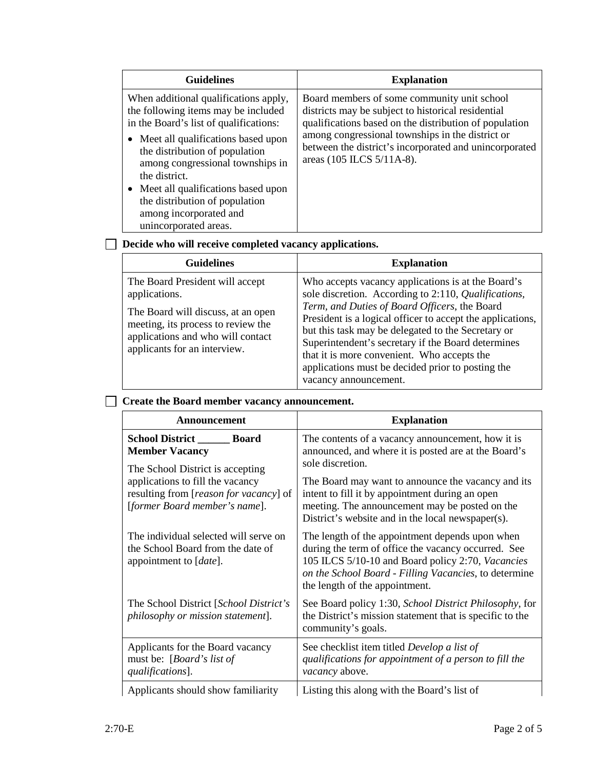| Guidelines | Explanation |
|---|---|
| When additional qualifications apply, the following items may be included in the Board's list of qualifications:<br>• Meet all qualifications based upon the distribution of population among congressional townships in the district.<br>• Meet all qualifications based upon the distribution of population among incorporated and unincorporated areas. | Board members of some community unit school districts may be subject to historical residential qualifications based on the distribution of population among congressional townships in the district or between the district's incorporated and unincorporated areas (105 ILCS 5/11A-8). |

☐ **Decide who will receive completed vacancy applications.**

| Guidelines | Explanation |
|---|---|
| The Board President will accept applications.<br><br>The Board will discuss, at an open meeting, its process to review the applications and who will contact applicants for an interview. | Who accepts vacancy applications is at the Board's sole discretion. According to 2:110, *Qualifications, Term, and Duties of Board Officers*, the Board President is a logical officer to accept the applications, but this task may be delegated to the Secretary or Superintendent's secretary if the Board determines that it is more convenient. Who accepts the applications must be decided prior to posting the vacancy announcement. |

☐ **Create the Board member vacancy announcement.**

| Announcement | Explanation |
|---|---|
| **School District ______ Board Member Vacancy**<br><br>The School District is accepting applications to fill the vacancy resulting from [*reason for vacancy*] of [*former Board member's name*]. | The contents of a vacancy announcement, how it is announced, and where it is posted are at the Board's sole discretion.<br><br>The Board may want to announce the vacancy and its intent to fill it by appointment during an open meeting. The announcement may be posted on the District's website and in the local newspaper(s). |
| The individual selected will serve on the School Board from the date of appointment to [*date*]. | The length of the appointment depends upon when during the term of office the vacancy occurred. See 105 ILCS 5/10-10 and Board policy 2:70, *Vacancies on the School Board - Filling Vacancies*, to determine the length of the appointment. |
| The School District [*School District's philosophy or mission statement*]. | See Board policy 1:30, *School District Philosophy*, for the District's mission statement that is specific to the community's goals. |
| Applicants for the Board vacancy must be: [*Board's list of qualifications*]. | See checklist item titled *Develop a list of qualifications for appointment of a person to fill the vacancy* above. |
| Applicants should show familiarity | Listing this along with the Board's list of |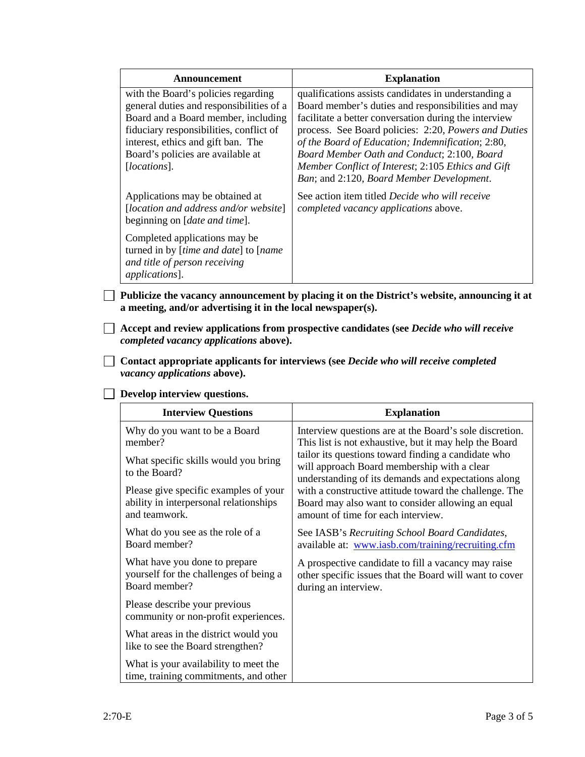| Announcement | Explanation |
|---|---|
| with the Board's policies regarding general duties and responsibilities of a Board and a Board member, including fiduciary responsibilities, conflict of interest, ethics and gift ban. The Board's policies are available at [*locations*]. | qualifications assists candidates in understanding a Board member's duties and responsibilities and may facilitate a better conversation during the interview process. See Board policies: 2:20, *Powers and Duties of the Board of Education; Indemnification*; 2:80, *Board Member Oath and Conduct*; 2:100, *Board Member Conflict of Interest*; 2:105 *Ethics and Gift Ban*; and 2:120, *Board Member Development*. |
| Applications may be obtained at [*location and address and/or website*] beginning on [*date and time*]. | See action item titled *Decide who will receive completed vacancy applications* above. |
| Completed applications may be turned in by [*time and date*] to [*name and title of person receiving applications*]. | |

☐ **Publicize the vacancy announcement by placing it on the District's website, announcing it at a meeting, and/or advertising it in the local newspaper(s).**

☐ **Accept and review applications from prospective candidates (see *Decide who will receive completed vacancy applications* above).**

☐ **Contact appropriate applicants for interviews (see *Decide who will receive completed vacancy applications* above).**

☐ **Develop interview questions.**

| Interview Questions | Explanation |
|---|---|
| Why do you want to be a Board member?<br><br>What specific skills would you bring to the Board?<br><br>Please give specific examples of your ability in interpersonal relationships and teamwork. | Interview questions are at the Board's sole discretion. This list is not exhaustive, but it may help the Board tailor its questions toward finding a candidate who will approach Board membership with a clear understanding of its demands and expectations along with a constructive attitude toward the challenge. The Board may also want to consider allowing an equal amount of time for each interview. |
| What do you see as the role of a Board member? | See IASB's *Recruiting School Board Candidates*, available at: www.iasb.com/training/recruiting.cfm |
| What have you done to prepare yourself for the challenges of being a Board member?<br><br>Please describe your previous community or non-profit experiences.<br><br>What areas in the district would you like to see the Board strengthen?<br><br>What is your availability to meet the time, training commitments, and other | A prospective candidate to fill a vacancy may raise other specific issues that the Board will want to cover during an interview. |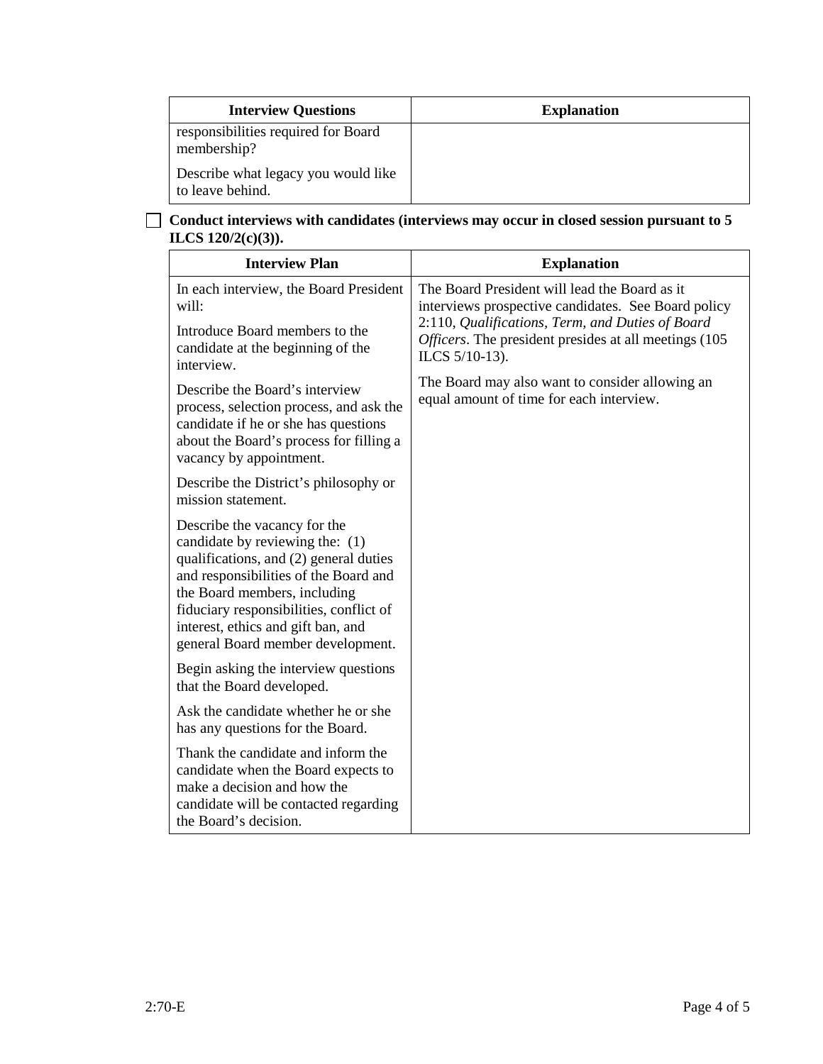| Interview Questions | Explanation |
| --- | --- |
| responsibilities required for Board membership? | |
| Describe what legacy you would like to leave behind. | |

☐ **Conduct interviews with candidates (interviews may occur in closed session pursuant to 5 ILCS 120/2(c)(3)).**

| Interview Plan | Explanation |
| --- | --- |
| In each interview, the Board President will:<br><br>Introduce Board members to the candidate at the beginning of the interview.<br><br>Describe the Board's interview process, selection process, and ask the candidate if he or she has questions about the Board's process for filling a vacancy by appointment.<br><br>Describe the District's philosophy or mission statement.<br><br>Describe the vacancy for the candidate by reviewing the: (1) qualifications, and (2) general duties and responsibilities of the Board and the Board members, including fiduciary responsibilities, conflict of interest, ethics and gift ban, and general Board member development.<br><br>Begin asking the interview questions that the Board developed.<br><br>Ask the candidate whether he or she has any questions for the Board.<br><br>Thank the candidate and inform the candidate when the Board expects to make a decision and how the candidate will be contacted regarding the Board's decision. | The Board President will lead the Board as it interviews prospective candidates. See Board policy 2:110, *Qualifications, Term, and Duties of Board Officers*. The president presides at all meetings (105 ILCS 5/10-13).<br><br>The Board may also want to consider allowing an equal amount of time for each interview. |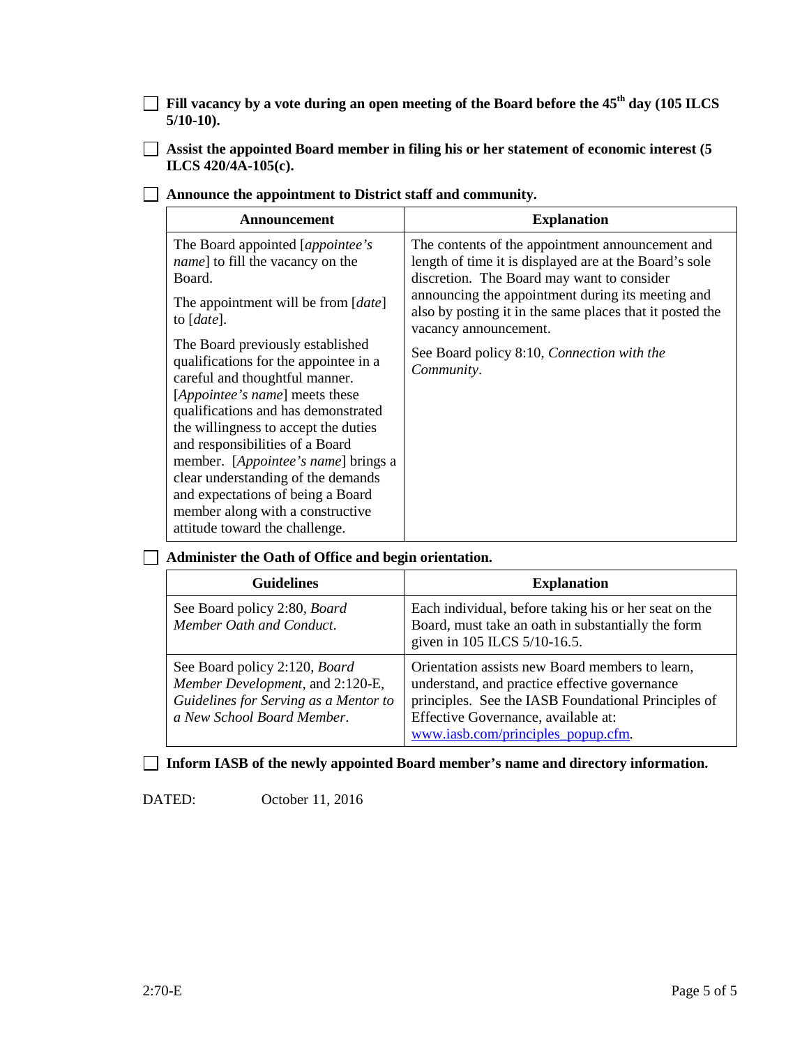☐ **Fill vacancy by a vote during an open meeting of the Board before the 45th day (105 ILCS 5/10-10).**

☐ **Assist the appointed Board member in filing his or her statement of economic interest (5 ILCS 420/4A-105(c).**

☐ **Announce the appointment to District staff and community.**

| Announcement | Explanation |
| --- | --- |
| The Board appointed [*appointee's name*] to fill the vacancy on the Board.<br><br>The appointment will be from [*date*] to [*date*].<br><br>The Board previously established qualifications for the appointee in a careful and thoughtful manner. [*Appointee's name*] meets these qualifications and has demonstrated the willingness to accept the duties and responsibilities of a Board member. [*Appointee's name*] brings a clear understanding of the demands and expectations of being a Board member along with a constructive attitude toward the challenge. | The contents of the appointment announcement and length of time it is displayed are at the Board's sole discretion. The Board may want to consider announcing the appointment during its meeting and also by posting it in the same places that it posted the vacancy announcement.<br><br>See Board policy 8:10, *Connection with the Community*. |

☐ **Administer the Oath of Office and begin orientation.**

| Guidelines | Explanation |
| --- | --- |
| See Board policy 2:80, *Board Member Oath and Conduct*. | Each individual, before taking his or her seat on the Board, must take an oath in substantially the form given in 105 ILCS 5/10-16.5. |
| See Board policy 2:120, *Board Member Development*, and 2:120-E, *Guidelines for Serving as a Mentor to a New School Board Member*. | Orientation assists new Board members to learn, understand, and practice effective governance principles. See the IASB Foundational Principles of Effective Governance, available at: www.iasb.com/principles_popup.cfm. |

☐ **Inform IASB of the newly appointed Board member's name and directory information.**

DATED: October 11, 2016